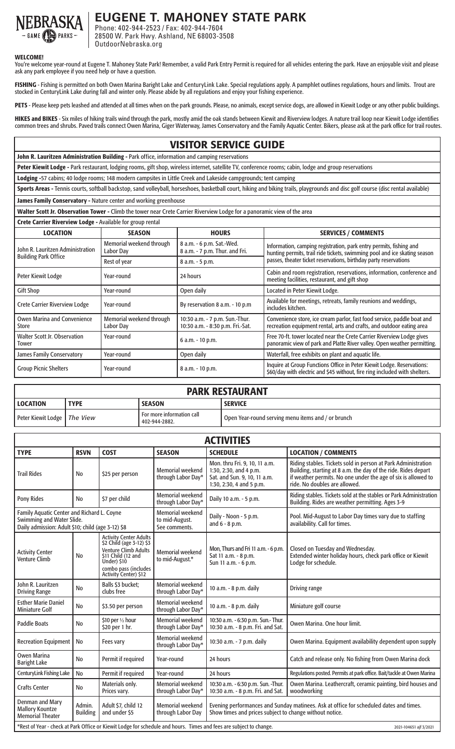# EUGENE T. MAHONEY STATE PARK

Phone: 402-944-2523 / Fax: 402-944-7604
28500 W. Park Hwy. Ashland, NE 68003-3508
OutdoorNebraska.org

**WELCOME!**
You're welcome year-round at Eugene T. Mahoney State Park! Remember, a valid Park Entry Permit is required for all vehicles entering the park. Have an enjoyable visit and please ask any park employee if you need help or have a question.

**FISHING** - Fishing is permitted on both Owen Marina Baright Lake and CenturyLink Lake. Special regulations apply. A pamphlet outlines regulations, hours and limits. Trout are stocked in CenturyLink Lake during fall and winter only. Please abide by all regulations and enjoy your fishing experience.

**PETS** - Please keep pets leashed and attended at all times when on the park grounds. Please, no animals, except service dogs, are allowed in Kiewit Lodge or any other public buildings.

**HIKES and BIKES** - Six miles of hiking trails wind through the park, mostly amid the oak stands between Kiewit and Riverview lodges. A nature trail loop near Kiewit Lodge identifies common trees and shrubs. Paved trails connect Owen Marina, Giger Waterway, James Conservatory and the Family Aquatic Center. Bikers, please ask at the park office for trail routes.

## VISITOR SERVICE GUIDE

**John R. Lauritzen Administration Building -** Park office, information and camping reservations

**Peter Kiewit Lodge -** Park restaurant, lodging rooms, gift shop, wireless internet, satellite TV, conference rooms; cabin, lodge and group reservations

**Lodging -**57 cabins; 40 lodge rooms; 148 modern campsites in Little Creek and Lakeside campgrounds; tent camping

**Sports Areas -** Tennis courts, softball backstop, sand volleyball, horseshoes, basketball court, hiking and biking trails, playgrounds and disc golf course (disc rental available)

**James Family Conservatory -** Nature center and working greenhouse

**Walter Scott Jr. Observation Tower -** Climb the tower near Crete Carrier Riverview Lodge for a panoramic view of the area

**Crete Carrier Riverview Lodge -** Available for group rental

| LOCATION | SEASON | HOURS | SERVICES / COMMENTS |
|---|---|---|---|
| John R. Lauritzen Administration Building Park Office | Memorial weekend through Labor Day | 8 a.m. - 6 p.m. Sat.-Wed. 8 a.m. - 7 p.m. Thur. and Fri. | Information, camping registration, park entry permits, fishing and hunting permits, trail ride tickets, swimming pool and ice skating season passes, theater ticket reservations, birthday party reservations |
| | Rest of year | 8 a.m. - 5 p.m. | |
| Peter Kiewit Lodge | Year-round | 24 hours | Cabin and room registration, reservations, information, conference and meeting facilities, restaurant, and gift shop |
| Gift Shop | Year-round | Open daily | Located in Peter Kiewit Lodge. |
| Crete Carrier Riverview Lodge | Year-round | By reservation 8 a.m. - 10 p.m | Available for meetings, retreats, family reunions and weddings, includes kitchen. |
| Owen Marina and Convenience Store | Memorial weekend through Labor Day | 10:30 a.m. - 7 p.m. Sun.-Thur. 10:30 a.m. - 8:30 p.m. Fri.-Sat. | Convenience store, ice cream parlor, fast food service, paddle boat and recreation equipment rental, arts and crafts, and outdoor eating area |
| Walter Scott Jr. Observation Tower | Year-round | 6 a.m. - 10 p.m. | Free 70-ft. tower located near the Crete Carrier Riverview Lodge gives panoramic view of park and Platte River valley. Open weather permitting. |
| James Family Conservatory | Year-round | Open daily | Waterfall, free exhibits on plant and aquatic life. |
| Group Picnic Shelters | Year-round | 8 a.m. - 10 p.m. | Inquire at Group Functions Office in Peter Kiewit Lodge. Reservations: $60/day with electric and $45 without, fire ring included with shelters. |

## PARK RESTAURANT

| LOCATION | TYPE | SEASON | SERVICE |
|---|---|---|---|
| Peter Kiewit Lodge | *The View* | For more information call 402-944-2882. | Open Year-round serving menu items and / or brunch |

## ACTIVITIES

| TYPE | RSVN | COST | SEASON | SCHEDULE | LOCATION / COMMENTS |
|---|---|---|---|---|---|
| Trail Rides | No | $25 per person | Memorial weekend through Labor Day* | Mon. thru Fri. 9, 10, 11 a.m. 1:30, 2:30, and 4 p.m. Sat. and Sun. 9, 10, 11 a.m. 1:30, 2:30, 4 and 5 p.m. | Riding stables. Tickets sold in person at Park Administration Building, starting at 8 a.m. the day of the ride. Rides depart if weather permits. No one under the age of six is allowed to ride. No doubles are allowed. |
| Pony Rides | No | $7 per child | Memorial weekend through Labor Day* | Daily 10 a.m. - 5 p.m. | Riding stables. Tickets sold at the stables or Park Administration Building. Rides are weather permitting. Ages 3-9 |
| Family Aquatic Center and Richard L. Coyne Swimming and Water Slide. Daily admission: Adult $10; child (age 3-12) $8 | | | Memorial weekend to mid-August. See comments. | Daily - Noon - 5 p.m. and 6 - 8 p.m. | Pool. Mid-August to Labor Day times vary due to staffing availability. Call for times. |
| Activity Center Venture Climb | No | Activity Center Adults $2 Child (age 3-12) $3 Venture Climb Adults $11 Child (12 and Under) $10 combo pass (includes Activity Center) $12 | Memorial weekend to mid-August.* | Mon, Thurs and Fri 11 a.m. - 6 p.m. Sat 11 a.m. - 8 p.m. Sun 11 a.m. - 6 p.m. | Closed on Tuesday and Wednesday. Extended winter holiday hours, check park office or Kiewit Lodge for schedule. |
| John R. Lauritzen Driving Range | No | Balls $3 bucket; clubs free | Memorial weekend through Labor Day* | 10 a.m. - 8 p.m. daily | Driving range |
| Esther Marie Daniel Miniature Golf | No | $3.50 per person | Memorial weekend through Labor Day* | 10 a.m. - 8 p.m. daily | Miniature golf course |
| Paddle Boats | No | $10 per ½ hour $20 per 1 hr. | Memorial weekend through Labor Day* | 10:30 a.m. - 6:30 p.m. Sun.- Thur. 10:30 a.m. - 8 p.m. Fri. and Sat. | Owen Marina. One hour limit. |
| Recreation Equipment | No | Fees vary | Memorial weekend through Labor Day* | 10:30 a.m. - 7 p.m. daily | Owen Marina. Equipment availability dependent upon supply |
| Owen Marina Baright Lake | No | Permit if required | Year-round | 24 hours | Catch and release only. No fishing from Owen Marina dock |
| CenturyLink Fishing Lake | No | Permit if required | Year-round | 24 hours | Regulations posted. Permits at park office. Bait/tackle at Owen Marina |
| Crafts Center | No | Materials only. Prices vary. | Memorial weekend through Labor Day* | 10:30 a.m. - 6:30 p.m. Sun. -Thur. 10:30 a.m. - 8 p.m. Fri. and Sat. | Owen Marina. Leathercraft, ceramic painting, bird houses and woodworking |
| Denman and Mary Mallory Kountze Memorial Theater | Admin. Building | Adult $7, child 12 and under $5 | Memorial weekend through Labor Day | Evening performances and Sunday matinees. Ask at office for scheduled dates and times. Show times and prices subject to change without notice. | |

*Rest of Year - check at Park Office or Kiewit Lodge for schedule and hours. Times and fees are subject to change.

2021-104651 ajf 3/2021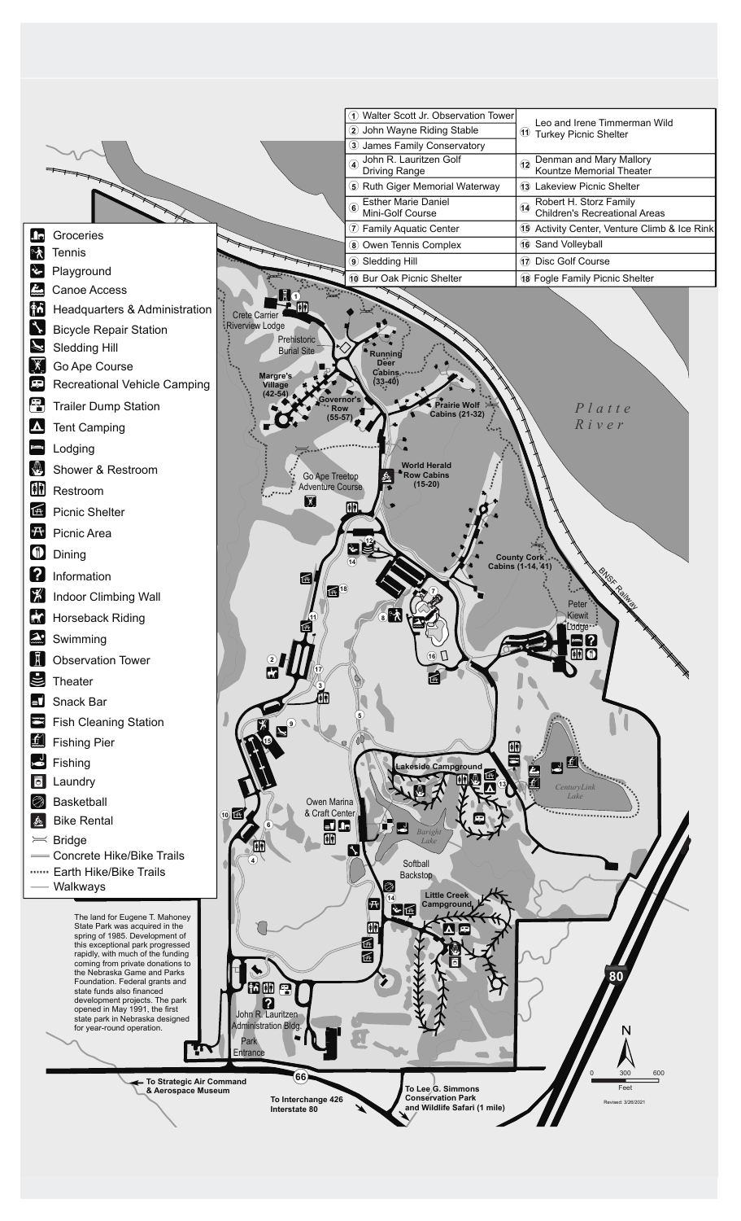| | | | |
|---|---|---|---|
| 1 | Walter Scott Jr. Observation Tower | 11 | Leo and Irene Timmerman Wild Turkey Picnic Shelter |
| 2 | John Wayne Riding Stable | | |
| 3 | James Family Conservatory | | |
| 4 | John R. Lauritzen Golf Driving Range | 12 | Denman and Mary Mallory Kountze Memorial Theater |
| 5 | Ruth Giger Memorial Waterway | 13 | Lakeview Picnic Shelter |
| 6 | Esther Marie Daniel Mini-Golf Course | 14 | Robert H. Storz Family Children's Recreational Areas |
| 7 | Family Aquatic Center | 15 | Activity Center, Venture Climb & Ice Rink |
| 8 | Owen Tennis Complex | 16 | Sand Volleyball |
| 9 | Sledding Hill | 17 | Disc Golf Course |
| 10 | Bur Oak Picnic Shelter | 18 | Fogle Family Picnic Shelter |

- Groceries
- Tennis
- Playground
- Canoe Access
- Headquarters & Administration
- Bicycle Repair Station
- Sledding Hill
- Go Ape Course
- Recreational Vehicle Camping
- Trailer Dump Station
- Tent Camping
- Lodging
- Shower & Restroom
- Restroom
- Picnic Shelter
- Picnic Area
- Dining
- Information
- Indoor Climbing Wall
- Horseback Riding
- Swimming
- Observation Tower
- Theater
- Snack Bar
- Fish Cleaning Station
- Fishing Pier
- Fishing
- Laundry
- Basketball
- Bike Rental
- Bridge
- Concrete Hike/Bike Trails
- Earth Hike/Bike Trails
- Walkways

Crete Carrier Riverview Lodge

Prehistoric Burial Site

Running Deer Cabins (33-40)

Margre's Village (42-54)

Governor's Row (55-57)

Prairie Wolf Cabins (21-32)

*Platte River*

World Herald Row Cabins (15-20)

Go Ape Treetop Adventure Course

County Cork Cabins (1-14, 41)

BNSF Railway

Peter Kiewit Lodge

Lakeside Campground

*CenturyLink Lake*

Owen Marina & Craft Center

*Baright Lake*

Softball Backstop

Little Creek Campground

80

The land for Eugene T. Mahoney State Park was acquired in the spring of 1985. Development of this exceptional park progressed rapidly, with much of the funding coming from private donations to the Nebraska Game and Parks Foundation. Federal grants and state funds also financed development projects. The park opened in May 1991, the first state park in Nebraska designed for year-round operation.

John R. Lauritzen Administration Bldg.

Park Entrance

66

To Strategic Air Command & Aerospace Museum

To Interchange 426 Interstate 80

To Lee G. Simmons Conservation Park and Wildlife Safari (1 mile)

N

0 300 600

Feet

Revised: 3/26/2021